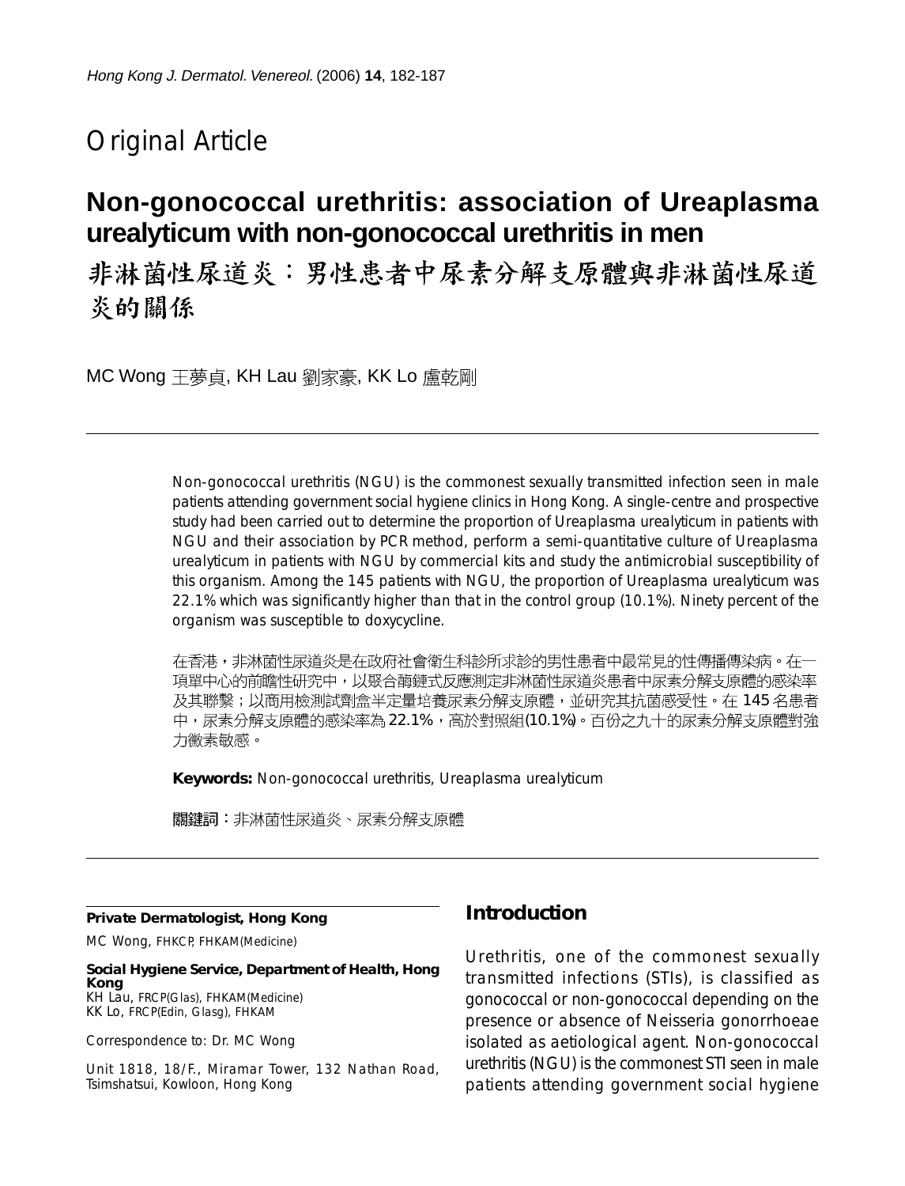Original Article

# Non-gonococcal urethritis: association of Ureaplasma urealyticum with non-gonococcal urethritis in men

# 非淋菌性尿道炎：男性患者中尿素分解支原體與非淋菌性尿道炎的關係

MC Wong 王夢貞, KH Lau 劉家豪, KK Lo 盧乾剛

---

Non-gonococcal urethritis (NGU) is the commonest sexually transmitted infection seen in male patients attending government social hygiene clinics in Hong Kong. A single-centre and prospective study had been carried out to determine the proportion of Ureaplasma urealyticum in patients with NGU and their association by PCR method, perform a semi-quantitative culture of Ureaplasma urealyticum in patients with NGU by commercial kits and study the antimicrobial susceptibility of this organism. Among the 145 patients with NGU, the proportion of Ureaplasma urealyticum was 22.1% which was significantly higher than that in the control group (10.1%). Ninety percent of the organism was susceptible to doxycycline.

在香港，非淋菌性尿道炎是在政府社會衛生科診所求診的男性患者中最常見的性傳播傳染病。在一項單中心的前瞻性研究中，以聚合酶鏈式反應測定非淋菌性尿道炎患者中尿素分解支原體的感染率及其聯繫；以商用檢測試劑盒半定量培養尿素分解支原體，並研究其抗菌感受性。在 145 名患者中，尿素分解支原體的感染率為 22.1%，高於對照組(10.1%)。百份之九十的尿素分解支原體對強力黴素敏感。

**Keywords:** Non-gonococcal urethritis, Ureaplasma urealyticum

**關鍵詞：**非淋菌性尿道炎、尿素分解支原體

---

**Private Dermatologist, Hong Kong**

MC Wong, FHKCP, FHKAM(Medicine)

**Social Hygiene Service, Department of Health, Hong Kong**

KH Lau, FRCP(Glas), FHKAM(Medicine)
KK Lo, FRCP(Edin, Glasg), FHKAM

Correspondence to: Dr. MC Wong

Unit 1818, 18/F., Miramar Tower, 132 Nathan Road, Tsimshatsui, Kowloon, Hong Kong

## Introduction

Urethritis, one of the commonest sexually transmitted infections (STIs), is classified as gonococcal or non-gonococcal depending on the presence or absence of Neisseria gonorrhoeae isolated as aetiological agent. Non-gonococcal urethritis (NGU) is the commonest STI seen in male patients attending government social hygiene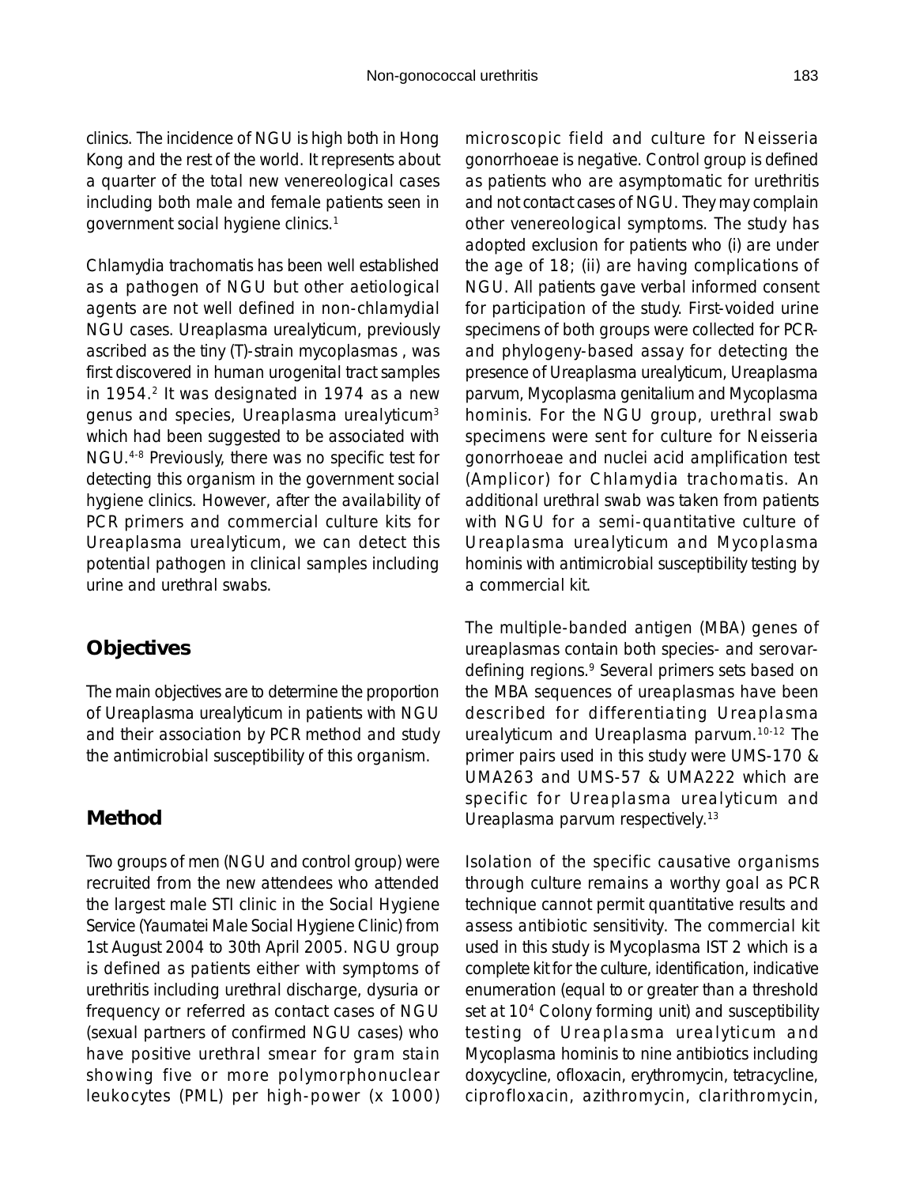clinics. The incidence of NGU is high both in Hong Kong and the rest of the world. It represents about a quarter of the total new venereological cases including both male and female patients seen in government social hygiene clinics.[1]

Chlamydia trachomatis has been well established as a pathogen of NGU but other aetiological agents are not well defined in non-chlamydial NGU cases. Ureaplasma urealyticum, previously ascribed as the tiny (T)-strain mycoplasmas , was first discovered in human urogenital tract samples in 1954.[2] It was designated in 1974 as a new genus and species, Ureaplasma urealyticum[3] which had been suggested to be associated with NGU.[4-8] Previously, there was no specific test for detecting this organism in the government social hygiene clinics. However, after the availability of PCR primers and commercial culture kits for Ureaplasma urealyticum, we can detect this potential pathogen in clinical samples including urine and urethral swabs.

## Objectives

The main objectives are to determine the proportion of Ureaplasma urealyticum in patients with NGU and their association by PCR method and study the antimicrobial susceptibility of this organism.

## Method

Two groups of men (NGU and control group) were recruited from the new attendees who attended the largest male STI clinic in the Social Hygiene Service (Yaumatei Male Social Hygiene Clinic) from 1st August 2004 to 30th April 2005. NGU group is defined as patients either with symptoms of urethritis including urethral discharge, dysuria or frequency or referred as contact cases of NGU (sexual partners of confirmed NGU cases) who have positive urethral smear for gram stain showing five or more polymorphonuclear leukocytes (PML) per high-power (x 1000) microscopic field and culture for Neisseria gonorrhoeae is negative. Control group is defined as patients who are asymptomatic for urethritis and not contact cases of NGU. They may complain other venereological symptoms. The study has adopted exclusion for patients who (i) are under the age of 18; (ii) are having complications of NGU. All patients gave verbal informed consent for participation of the study. First-voided urine specimens of both groups were collected for PCR-and phylogeny-based assay for detecting the presence of Ureaplasma urealyticum, Ureaplasma parvum, Mycoplasma genitalium and Mycoplasma hominis. For the NGU group, urethral swab specimens were sent for culture for Neisseria gonorrhoeae and nuclei acid amplification test (Amplicor) for Chlamydia trachomatis. An additional urethral swab was taken from patients with NGU for a semi-quantitative culture of Ureaplasma urealyticum and Mycoplasma hominis with antimicrobial susceptibility testing by a commercial kit.

The multiple-banded antigen (MBA) genes of ureaplasmas contain both species- and serovar-defining regions.[9] Several primers sets based on the MBA sequences of ureaplasmas have been described for differentiating Ureaplasma urealyticum and Ureaplasma parvum.[10-12] The primer pairs used in this study were UMS-170 & UMA263 and UMS-57 & UMA222 which are specific for Ureaplasma urealyticum and Ureaplasma parvum respectively.[13]

Isolation of the specific causative organisms through culture remains a worthy goal as PCR technique cannot permit quantitative results and assess antibiotic sensitivity. The commercial kit used in this study is Mycoplasma IST 2 which is a complete kit for the culture, identification, indicative enumeration (equal to or greater than a threshold set at $10^4$ Colony forming unit) and susceptibility testing of Ureaplasma urealyticum and Mycoplasma hominis to nine antibiotics including doxycycline, ofloxacin, erythromycin, tetracycline, ciprofloxacin, azithromycin, clarithromycin,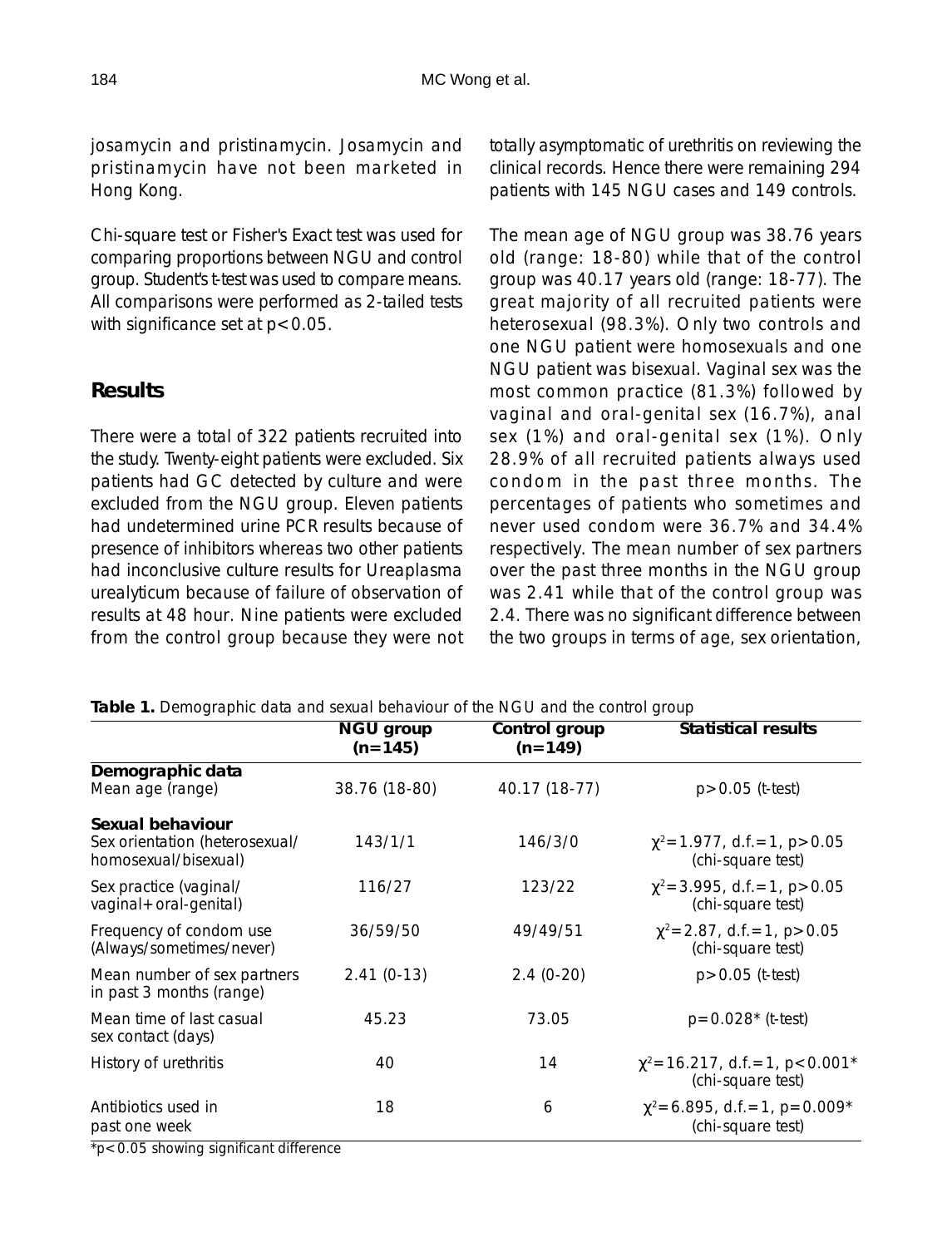josamycin and pristinamycin. Josamycin and pristinamycin have not been marketed in Hong Kong.

Chi-square test or Fisher's Exact test was used for comparing proportions between NGU and control group. Student's t-test was used to compare means. All comparisons were performed as 2-tailed tests with significance set at $p<0.05$.

## Results

There were a total of 322 patients recruited into the study. Twenty-eight patients were excluded. Six patients had GC detected by culture and were excluded from the NGU group. Eleven patients had undetermined urine PCR results because of presence of inhibitors whereas two other patients had inconclusive culture results for Ureaplasma urealyticum because of failure of observation of results at 48 hour. Nine patients were excluded from the control group because they were not totally asymptomatic of urethritis on reviewing the clinical records. Hence there were remaining 294 patients with 145 NGU cases and 149 controls.

The mean age of NGU group was 38.76 years old (range: 18-80) while that of the control group was 40.17 years old (range: 18-77). The great majority of all recruited patients were heterosexual (98.3%). Only two controls and one NGU patient were homosexuals and one NGU patient was bisexual. Vaginal sex was the most common practice (81.3%) followed by vaginal and oral-genital sex (16.7%), anal sex (1%) and oral-genital sex (1%). Only 28.9% of all recruited patients always used condom in the past three months. The percentages of patients who sometimes and never used condom were 36.7% and 34.4% respectively. The mean number of sex partners over the past three months in the NGU group was 2.41 while that of the control group was 2.4. There was no significant difference between the two groups in terms of age, sex orientation,

**Table 1.** Demographic data and sexual behaviour of the NGU and the control group

| | NGU group (n=145) | Control group (n=149) | Statistical results |
|---|---|---|---|
| **Demographic data** | | | |
| Mean age (range) | 38.76 (18-80) | 40.17 (18-77) | $p>0.05$ (t-test) |
| **Sexual behaviour** | | | |
| Sex orientation (heterosexual/ homosexual/bisexual) | 143/1/1 | 146/3/0 | $\chi^2=1.977$, d.f.=1, $p>0.05$ (chi-square test) |
| Sex practice (vaginal/ vaginal+oral-genital) | 116/27 | 123/22 | $\chi^2=3.995$, d.f.=1, $p>0.05$ (chi-square test) |
| Frequency of condom use (Always/sometimes/never) | 36/59/50 | 49/49/51 | $\chi^2=2.87$, d.f.=1, $p>0.05$ (chi-square test) |
| Mean number of sex partners in past 3 months (range) | 2.41 (0-13) | 2.4 (0-20) | $p>0.05$ (t-test) |
| Mean time of last casual sex contact (days) | 45.23 | 73.05 | $p=0.028$* (t-test) |
| History of urethritis | 40 | 14 | $\chi^2=16.217$, d.f.=1, $p<0.001$* (chi-square test) |
| Antibiotics used in past one week | 18 | 6 | $\chi^2=6.895$, d.f.=1, $p=0.009$* (chi-square test) |

*$p<0.05$ showing significant difference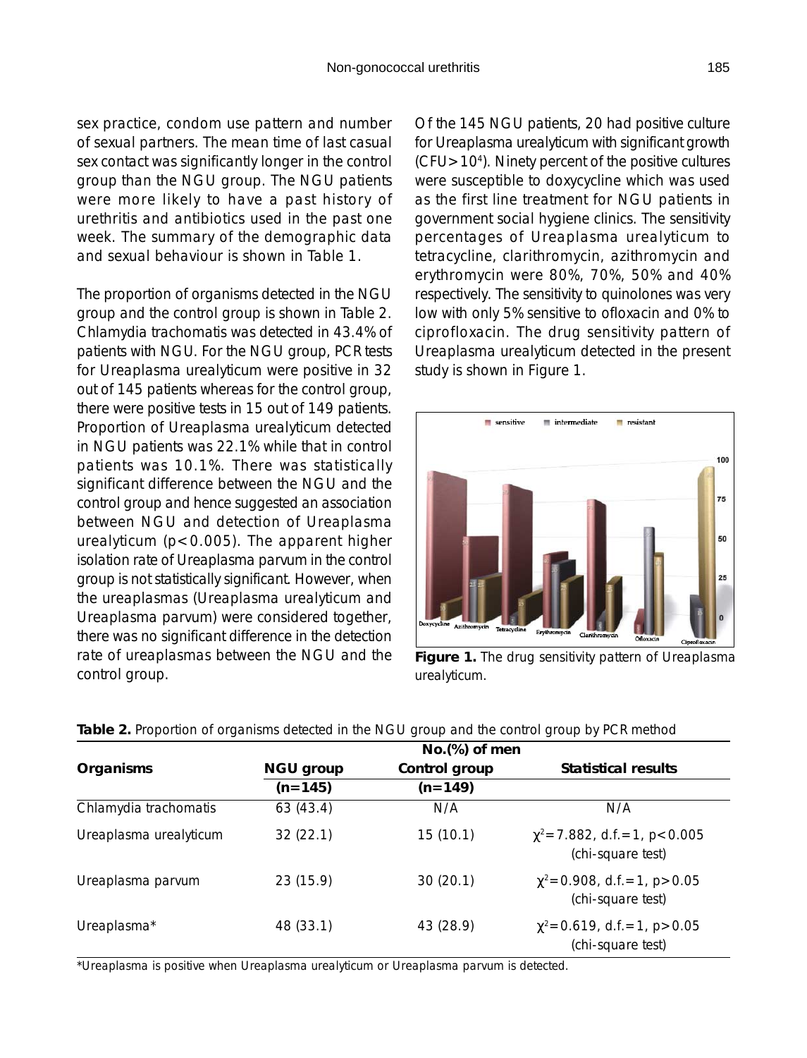sex practice, condom use pattern and number of sexual partners. The mean time of last casual sex contact was significantly longer in the control group than the NGU group. The NGU patients were more likely to have a past history of urethritis and antibiotics used in the past one week. The summary of the demographic data and sexual behaviour is shown in Table 1.

The proportion of organisms detected in the NGU group and the control group is shown in Table 2. Chlamydia trachomatis was detected in 43.4% of patients with NGU. For the NGU group, PCR tests for Ureaplasma urealyticum were positive in 32 out of 145 patients whereas for the control group, there were positive tests in 15 out of 149 patients. Proportion of Ureaplasma urealyticum detected in NGU patients was 22.1% while that in control patients was 10.1%. There was statistically significant difference between the NGU and the control group and hence suggested an association between NGU and detection of Ureaplasma urealyticum ($p<0.005$). The apparent higher isolation rate of Ureaplasma parvum in the control group is not statistically significant. However, when the ureaplasmas (Ureaplasma urealyticum and Ureaplasma parvum) were considered together, there was no significant difference in the detection rate of ureaplasmas between the NGU and the control group.

Of the 145 NGU patients, 20 had positive culture for Ureaplasma urealyticum with significant growth ($CFU>10^4$). Ninety percent of the positive cultures were susceptible to doxycycline which was used as the first line treatment for NGU patients in government social hygiene clinics. The sensitivity percentages of Ureaplasma urealyticum to tetracycline, clarithromycin, azithromycin and erythromycin were 80%, 70%, 50% and 40% respectively. The sensitivity to quinolones was very low with only 5% sensitive to ofloxacin and 0% to ciprofloxacin. The drug sensitivity pattern of Ureaplasma urealyticum detected in the present study is shown in Figure 1.

**Figure 1.** The drug sensitivity pattern of Ureaplasma urealyticum.

**Table 2.** Proportion of organisms detected in the NGU group and the control group by PCR method

| Organisms | NGU group (n=145) | Control group (n=149) | Statistical results |
|---|---|---|---|
| | No.(%) of men | | |
| Chlamydia trachomatis | 63 (43.4) | N/A | N/A |
| Ureaplasma urealyticum | 32 (22.1) | 15 (10.1) | $\chi^2=7.882$, d.f.=1, $p<0.005$ (chi-square test) |
| Ureaplasma parvum | 23 (15.9) | 30 (20.1) | $\chi^2=0.908$, d.f.=1, $p>0.05$ (chi-square test) |
| Ureaplasma* | 48 (33.1) | 43 (28.9) | $\chi^2=0.619$, d.f.=1, $p>0.05$ (chi-square test) |

*Ureaplasma is positive when Ureaplasma urealyticum or Ureaplasma parvum is detected.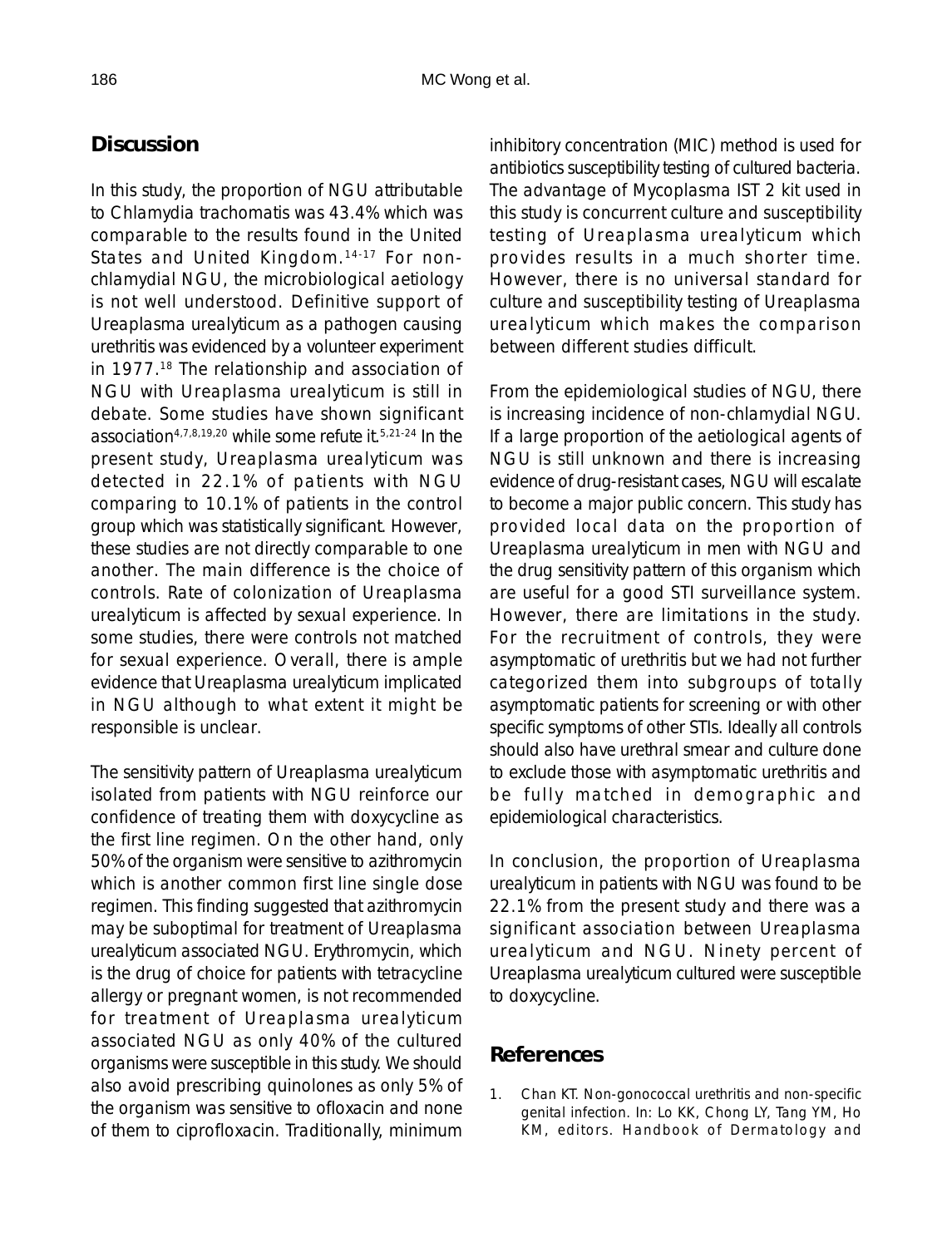## Discussion

In this study, the proportion of NGU attributable to Chlamydia trachomatis was 43.4% which was comparable to the results found in the United States and United Kingdom.[14-17] For non-chlamydial NGU, the microbiological aetiology is not well understood. Definitive support of Ureaplasma urealyticum as a pathogen causing urethritis was evidenced by a volunteer experiment in 1977.[18] The relationship and association of NGU with Ureaplasma urealyticum is still in debate. Some studies have shown significant association[4,7,8,19,20] while some refute it.[5,21-24] In the present study, Ureaplasma urealyticum was detected in 22.1% of patients with NGU comparing to 10.1% of patients in the control group which was statistically significant. However, these studies are not directly comparable to one another. The main difference is the choice of controls. Rate of colonization of Ureaplasma urealyticum is affected by sexual experience. In some studies, there were controls not matched for sexual experience. Overall, there is ample evidence that Ureaplasma urealyticum implicated in NGU although to what extent it might be responsible is unclear.

The sensitivity pattern of Ureaplasma urealyticum isolated from patients with NGU reinforce our confidence of treating them with doxycycline as the first line regimen. On the other hand, only 50% of the organism were sensitive to azithromycin which is another common first line single dose regimen. This finding suggested that azithromycin may be suboptimal for treatment of Ureaplasma urealyticum associated NGU. Erythromycin, which is the drug of choice for patients with tetracycline allergy or pregnant women, is not recommended for treatment of Ureaplasma urealyticum associated NGU as only 40% of the cultured organisms were susceptible in this study. We should also avoid prescribing quinolones as only 5% of the organism was sensitive to ofloxacin and none of them to ciprofloxacin. Traditionally, minimum inhibitory concentration (MIC) method is used for antibiotics susceptibility testing of cultured bacteria. The advantage of Mycoplasma IST 2 kit used in this study is concurrent culture and susceptibility testing of Ureaplasma urealyticum which provides results in a much shorter time. However, there is no universal standard for culture and susceptibility testing of Ureaplasma urealyticum which makes the comparison between different studies difficult.

From the epidemiological studies of NGU, there is increasing incidence of non-chlamydial NGU. If a large proportion of the aetiological agents of NGU is still unknown and there is increasing evidence of drug-resistant cases, NGU will escalate to become a major public concern. This study has provided local data on the proportion of Ureaplasma urealyticum in men with NGU and the drug sensitivity pattern of this organism which are useful for a good STI surveillance system. However, there are limitations in the study. For the recruitment of controls, they were asymptomatic of urethritis but we had not further categorized them into subgroups of totally asymptomatic patients for screening or with other specific symptoms of other STIs. Ideally all controls should also have urethral smear and culture done to exclude those with asymptomatic urethritis and be fully matched in demographic and epidemiological characteristics.

In conclusion, the proportion of Ureaplasma urealyticum in patients with NGU was found to be 22.1% from the present study and there was a significant association between Ureaplasma urealyticum and NGU. Ninety percent of Ureaplasma urealyticum cultured were susceptible to doxycycline.

## References

1. Chan KT. Non-gonococcal urethritis and non-specific genital infection. In: Lo KK, Chong LY, Tang YM, Ho KM, editors. Handbook of Dermatology and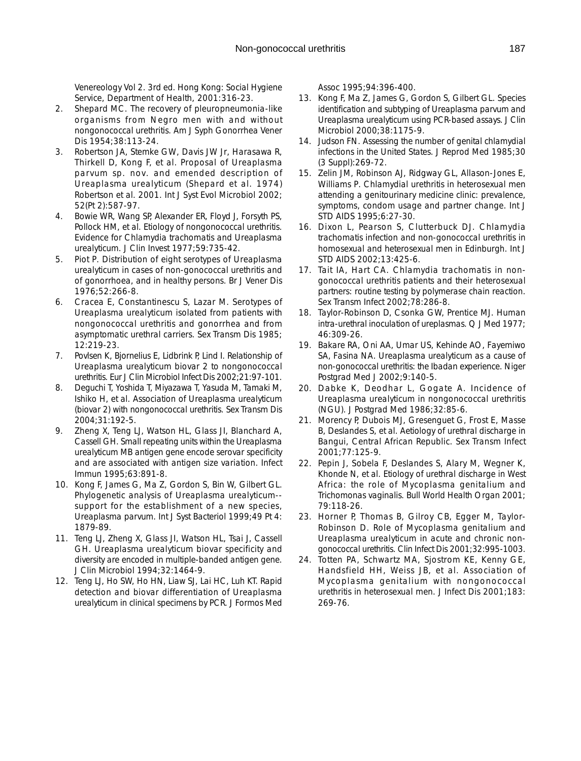Venereology Vol 2. 3rd ed. Hong Kong: Social Hygiene Service, Department of Health, 2001:316-23.

2. Shepard MC. The recovery of pleuropneumonia-like organisms from Negro men with and without nongonococcal urethritis. Am J Syph Gonorrhea Vener Dis 1954;38:113-24.
3. Robertson JA, Stemke GW, Davis JW Jr, Harasawa R, Thirkell D, Kong F, et al. Proposal of Ureaplasma parvum sp. nov. and emended description of Ureaplasma urealyticum (Shepard et al. 1974) Robertson et al. 2001. Int J Syst Evol Microbiol 2002; 52(Pt 2):587-97.
4. Bowie WR, Wang SP, Alexander ER, Floyd J, Forsyth PS, Pollock HM, et al. Etiology of nongonococcal urethritis. Evidence for Chlamydia trachomatis and Ureaplasma urealyticum. J Clin Invest 1977;59:735-42.
5. Piot P. Distribution of eight serotypes of Ureaplasma urealyticum in cases of non-gonococcal urethritis and of gonorrhoea, and in healthy persons. Br J Vener Dis 1976;52:266-8.
6. Cracea E, Constantinescu S, Lazar M. Serotypes of Ureaplasma urealyticum isolated from patients with nongonococcal urethritis and gonorrhea and from asymptomatic urethral carriers. Sex Transm Dis 1985; 12:219-23.
7. Povlsen K, Bjornelius E, Lidbrink P, Lind I. Relationship of Ureaplasma urealyticum biovar 2 to nongonococcal urethritis. Eur J Clin Microbiol Infect Dis 2002;21:97-101.
8. Deguchi T, Yoshida T, Miyazawa T, Yasuda M, Tamaki M, Ishiko H, et al. Association of Ureaplasma urealyticum (biovar 2) with nongonococcal urethritis. Sex Transm Dis 2004;31:192-5.
9. Zheng X, Teng LJ, Watson HL, Glass JI, Blanchard A, Cassell GH. Small repeating units within the Ureaplasma urealyticum MB antigen gene encode serovar specificity and are associated with antigen size variation. Infect Immun 1995;63:891-8.
10. Kong F, James G, Ma Z, Gordon S, Bin W, Gilbert GL. Phylogenetic analysis of Ureaplasma urealyticum--support for the establishment of a new species, Ureaplasma parvum. Int J Syst Bacteriol 1999;49 Pt 4: 1879-89.
11. Teng LJ, Zheng X, Glass JI, Watson HL, Tsai J, Cassell GH. Ureaplasma urealyticum biovar specificity and diversity are encoded in multiple-banded antigen gene. J Clin Microbiol 1994;32:1464-9.
12. Teng LJ, Ho SW, Ho HN, Liaw SJ, Lai HC, Luh KT. Rapid detection and biovar differentiation of Ureaplasma urealyticum in clinical specimens by PCR. J Formos Med Assoc 1995;94:396-400.
13. Kong F, Ma Z, James G, Gordon S, Gilbert GL. Species identification and subtyping of Ureaplasma parvum and Ureaplasma urealyticum using PCR-based assays. J Clin Microbiol 2000;38:1175-9.
14. Judson FN. Assessing the number of genital chlamydial infections in the United States. J Reprod Med 1985;30 (3 Suppl):269-72.
15. Zelin JM, Robinson AJ, Ridgway GL, Allason-Jones E, Williams P. Chlamydial urethritis in heterosexual men attending a genitourinary medicine clinic: prevalence, symptoms, condom usage and partner change. Int J STD AIDS 1995;6:27-30.
16. Dixon L, Pearson S, Clutterbuck DJ. Chlamydia trachomatis infection and non-gonococcal urethritis in homosexual and heterosexual men in Edinburgh. Int J STD AIDS 2002;13:425-6.
17. Tait IA, Hart CA. Chlamydia trachomatis in non-gonococcal urethritis patients and their heterosexual partners: routine testing by polymerase chain reaction. Sex Transm Infect 2002;78:286-8.
18. Taylor-Robinson D, Csonka GW, Prentice MJ. Human intra-urethral inoculation of ureplasmas. Q J Med 1977; 46:309-26.
19. Bakare RA, Oni AA, Umar US, Kehinde AO, Fayemiwo SA, Fasina NA. Ureaplasma urealyticum as a cause of non-gonococcal urethritis: the Ibadan experience. Niger Postgrad Med J 2002;9:140-5.
20. Dabke K, Deodhar L, Gogate A. Incidence of Ureaplasma urealyticum in nongonococcal urethritis (NGU). J Postgrad Med 1986;32:85-6.
21. Morency P, Dubois MJ, Gresenguet G, Frost E, Masse B, Deslandes S, et al. Aetiology of urethral discharge in Bangui, Central African Republic. Sex Transm Infect 2001;77:125-9.
22. Pepin J, Sobela F, Deslandes S, Alary M, Wegner K, Khonde N, et al. Etiology of urethral discharge in West Africa: the role of Mycoplasma genitalium and Trichomonas vaginalis. Bull World Health Organ 2001; 79:118-26.
23. Horner P, Thomas B, Gilroy CB, Egger M, Taylor-Robinson D. Role of Mycoplasma genitalium and Ureaplasma urealyticum in acute and chronic non-gonococcal urethritis. Clin Infect Dis 2001;32:995-1003.
24. Totten PA, Schwartz MA, Sjostrom KE, Kenny GE, Handsfield HH, Weiss JB, et al. Association of Mycoplasma genitalium with nongonococcal urethritis in heterosexual men. J Infect Dis 2001;183: 269-76.